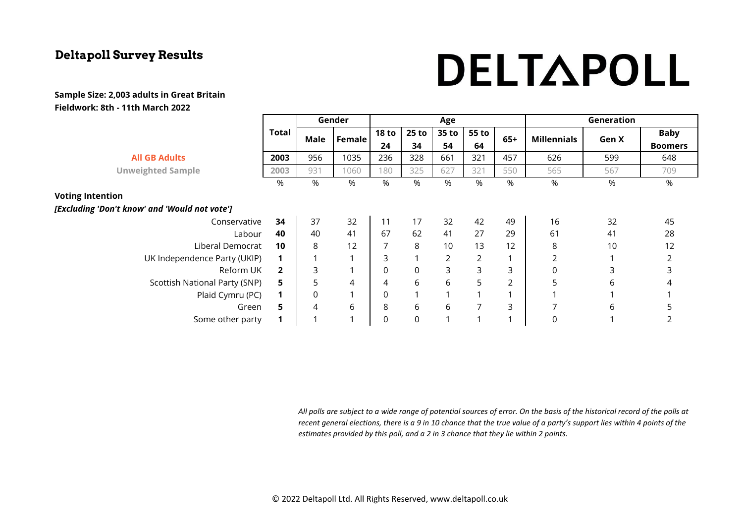## Deltapoll Survey Results

DELTAPOLL

**Sample Size: 2,003 adults in Great Britain**
**Fieldwork: 8th - 11th March 2022**

| | Total | Gender | | Age | | | | | Generation | | |
|---|---|---|---|---|---|---|---|---|---|---|---|
| | | Male | Female | 18 to 24 | 25 to 34 | 35 to 54 | 55 to 64 | 65+ | Millennials | Gen X | Baby Boomers |
| All GB Adults | **2003** | 956 | 1035 | 236 | 328 | 661 | 321 | 457 | 626 | 599 | 648 |
| Unweighted Sample | 2003 | 931 | 1060 | 180 | 325 | 627 | 321 | 550 | 565 | 567 | 709 |
| | % | % | % | % | % | % | % | % | % | % | % |
| **Voting Intention** | | | | | | | | | | | |
| ***[Excluding 'Don't know' and 'Would not vote']*** | | | | | | | | | | | |
| Conservative | **34** | 37 | 32 | 11 | 17 | 32 | 42 | 49 | 16 | 32 | 45 |
| Labour | **40** | 40 | 41 | 67 | 62 | 41 | 27 | 29 | 61 | 41 | 28 |
| Liberal Democrat | **10** | 8 | 12 | 7 | 8 | 10 | 13 | 12 | 8 | 10 | 12 |
| UK Independence Party (UKIP) | **1** | 1 | 1 | 3 | 1 | 2 | 2 | 1 | 2 | 1 | 2 |
| Reform UK | **2** | 3 | 1 | 0 | 0 | 3 | 3 | 3 | 0 | 3 | 3 |
| Scottish National Party (SNP) | **5** | 5 | 4 | 4 | 6 | 6 | 5 | 2 | 5 | 6 | 4 |
| Plaid Cymru (PC) | **1** | 0 | 1 | 0 | 1 | 1 | 1 | 1 | 1 | 1 | 1 |
| Green | **5** | 4 | 6 | 8 | 6 | 6 | 7 | 3 | 7 | 6 | 5 |
| Some other party | **1** | 1 | 1 | 0 | 0 | 1 | 1 | 1 | 0 | 1 | 2 |

*All polls are subject to a wide range of potential sources of error. On the basis of the historical record of the polls at recent general elections, there is a 9 in 10 chance that the true value of a party's support lies within 4 points of the estimates provided by this poll, and a 2 in 3 chance that they lie within 2 points.*

© 2022 Deltapoll Ltd. All Rights Reserved, www.deltapoll.co.uk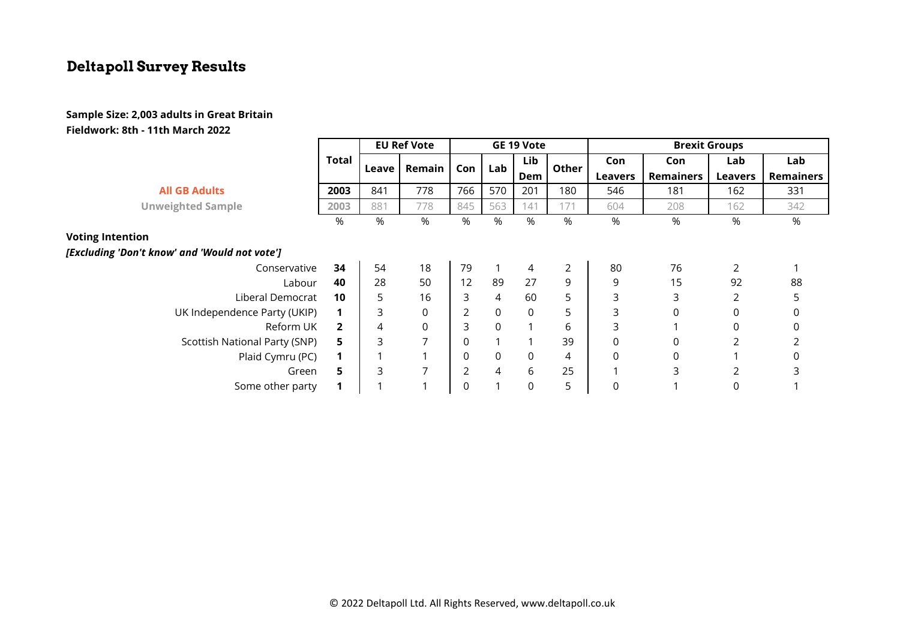# Deltapoll Survey Results

**Sample Size: 2,003 adults in Great Britain**
**Fieldwork: 8th - 11th March 2022**

| | Total | EU Ref Vote | | GE 19 Vote | | | | Brexit Groups | | | |
|---|---|---|---|---|---|---|---|---|---|---|---|
| | | Leave | Remain | Con | Lab | Lib Dem | Other | Con Leavers | Con Remainers | Lab Leavers | Lab Remainers |
| All GB Adults | 2003 | 841 | 778 | 766 | 570 | 201 | 180 | 546 | 181 | 162 | 331 |
| Unweighted Sample | 2003 | 881 | 778 | 845 | 563 | 141 | 171 | 604 | 208 | 162 | 342 |
| | % | % | % | % | % | % | % | % | % | % | % |
| **Voting Intention** | | | | | | | | | | | |
| *[Excluding 'Don't know' and 'Would not vote']* | | | | | | | | | | | |
| Conservative | **34** | 54 | 18 | 79 | 1 | 4 | 2 | 80 | 76 | 2 | 1 |
| Labour | **40** | 28 | 50 | 12 | 89 | 27 | 9 | 9 | 15 | 92 | 88 |
| Liberal Democrat | **10** | 5 | 16 | 3 | 4 | 60 | 5 | 3 | 3 | 2 | 5 |
| UK Independence Party (UKIP) | **1** | 3 | 0 | 2 | 0 | 0 | 5 | 3 | 0 | 0 | 0 |
| Reform UK | **2** | 4 | 0 | 3 | 0 | 1 | 6 | 3 | 1 | 0 | 0 |
| Scottish National Party (SNP) | **5** | 3 | 7 | 0 | 1 | 1 | 39 | 0 | 0 | 2 | 2 |
| Plaid Cymru (PC) | **1** | 1 | 1 | 0 | 0 | 0 | 4 | 0 | 0 | 1 | 0 |
| Green | **5** | 3 | 7 | 2 | 4 | 6 | 25 | 1 | 3 | 2 | 3 |
| Some other party | **1** | 1 | 1 | 0 | 1 | 0 | 5 | 0 | 1 | 0 | 1 |

© 2022 Deltapoll Ltd. All Rights Reserved, www.deltapoll.co.uk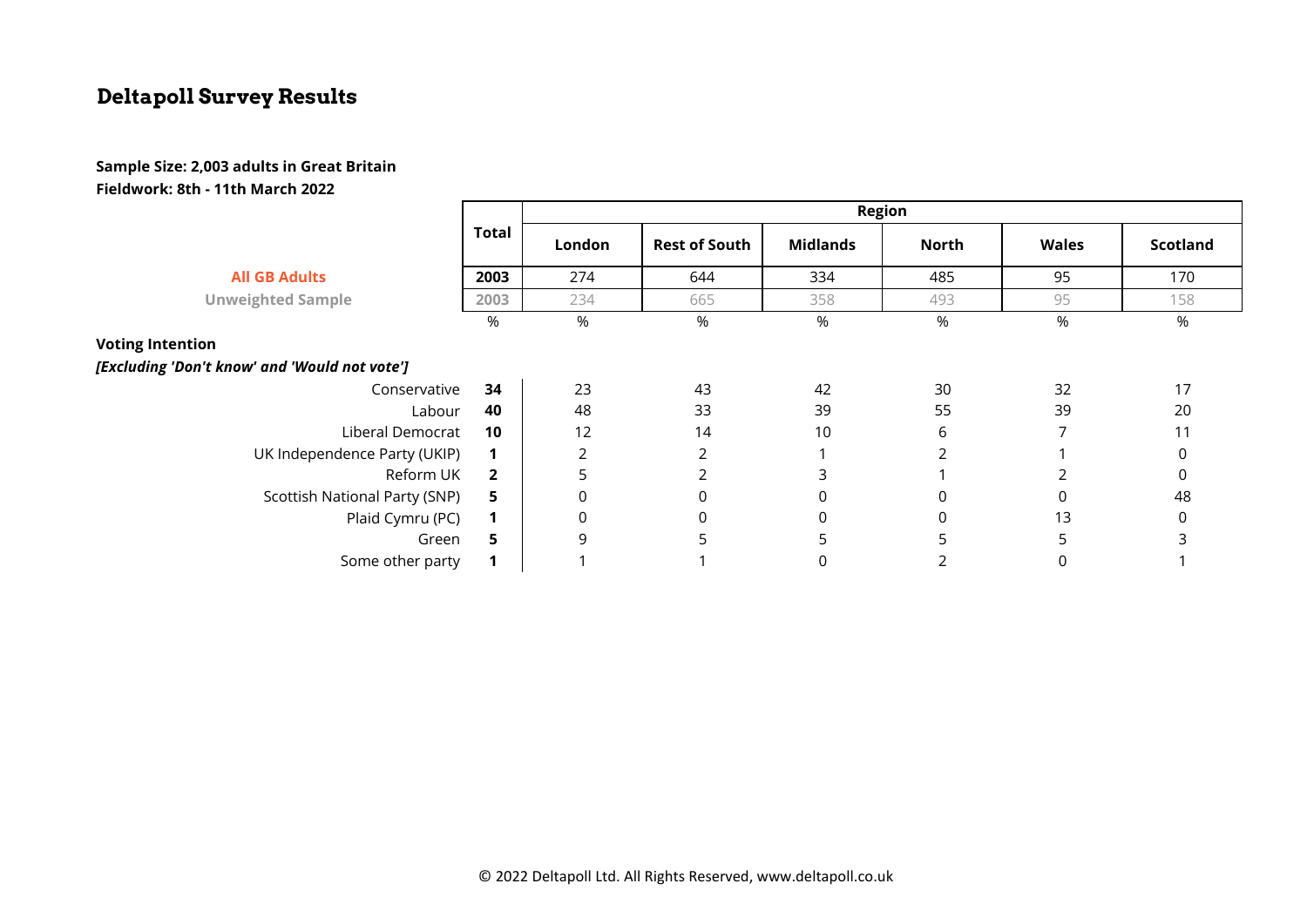## Deltapoll Survey Results

**Sample Size: 2,003 adults in Great Britain**
**Fieldwork: 8th - 11th March 2022**

| | Total | Region | | | | | |
|---|---|---|---|---|---|---|---|
| | | London | Rest of South | Midlands | North | Wales | Scotland |
| **All GB Adults** | **2003** | 274 | 644 | 334 | 485 | 95 | 170 |
| Unweighted Sample | 2003 | 234 | 665 | 358 | 493 | 95 | 158 |
| | % | % | % | % | % | % | % |
| **Voting Intention** | | | | | | | |
| ***[Excluding 'Don't know' and 'Would not vote']*** | | | | | | | |
| Conservative | **34** | 23 | 43 | 42 | 30 | 32 | 17 |
| Labour | **40** | 48 | 33 | 39 | 55 | 39 | 20 |
| Liberal Democrat | **10** | 12 | 14 | 10 | 6 | 7 | 11 |
| UK Independence Party (UKIP) | **1** | 2 | 2 | 1 | 2 | 1 | 0 |
| Reform UK | **2** | 5 | 2 | 3 | 1 | 2 | 0 |
| Scottish National Party (SNP) | **5** | 0 | 0 | 0 | 0 | 0 | 48 |
| Plaid Cymru (PC) | **1** | 0 | 0 | 0 | 0 | 13 | 0 |
| Green | **5** | 9 | 5 | 5 | 5 | 5 | 3 |
| Some other party | **1** | 1 | 1 | 0 | 2 | 0 | 1 |

© 2022 Deltapoll Ltd. All Rights Reserved, www.deltapoll.co.uk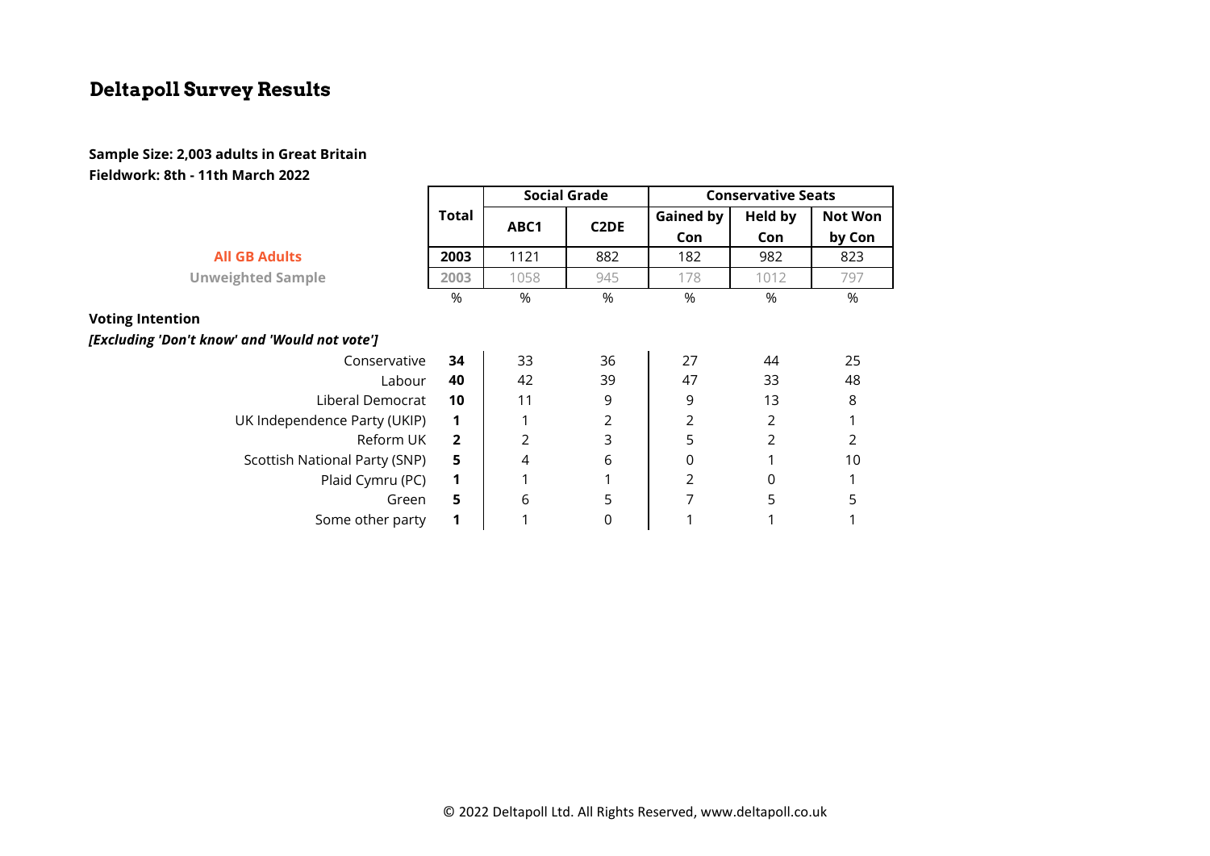# Deltapoll Survey Results

**Sample Size: 2,003 adults in Great Britain**
**Fieldwork: 8th - 11th March 2022**

| | Total | Social Grade | | Conservative Seats | | |
|---|---|---|---|---|---|---|
| | | ABC1 | C2DE | Gained by Con | Held by Con | Not Won by Con |
| All GB Adults | **2003** | 1121 | 882 | 182 | 982 | 823 |
| Unweighted Sample | 2003 | 1058 | 945 | 178 | 1012 | 797 |
| | % | % | % | % | % | % |
| **Voting Intention** | | | | | | |
| ***[Excluding 'Don't know' and 'Would not vote']*** | | | | | | |
| Conservative | **34** | 33 | 36 | 27 | 44 | 25 |
| Labour | **40** | 42 | 39 | 47 | 33 | 48 |
| Liberal Democrat | **10** | 11 | 9 | 9 | 13 | 8 |
| UK Independence Party (UKIP) | **1** | 1 | 2 | 2 | 2 | 1 |
| Reform UK | **2** | 2 | 3 | 5 | 2 | 2 |
| Scottish National Party (SNP) | **5** | 4 | 6 | 0 | 1 | 10 |
| Plaid Cymru (PC) | **1** | 1 | 1 | 2 | 0 | 1 |
| Green | **5** | 6 | 5 | 7 | 5 | 5 |
| Some other party | **1** | 1 | 0 | 1 | 1 | 1 |

© 2022 Deltapoll Ltd. All Rights Reserved, www.deltapoll.co.uk